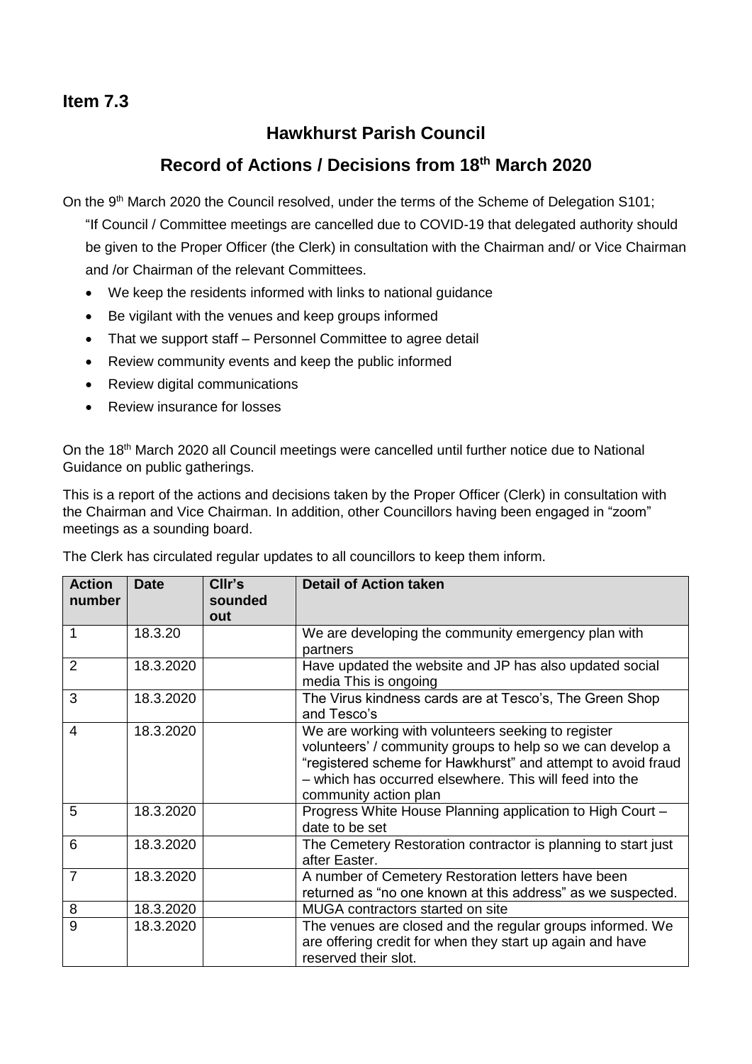**Item 7.3**

# Hawkhurst Parish Council

## Record of Actions / Decisions from 18th March 2020

On the 9th March 2020 the Council resolved, under the terms of the Scheme of Delegation S101;

"If Council / Committee meetings are cancelled due to COVID-19 that delegated authority should be given to the Proper Officer (the Clerk) in consultation with the Chairman and/ or Vice Chairman and /or Chairman of the relevant Committees.

- We keep the residents informed with links to national guidance
- Be vigilant with the venues and keep groups informed
- That we support staff – Personnel Committee to agree detail
- Review community events and keep the public informed
- Review digital communications
- Review insurance for losses

On the 18th March 2020 all Council meetings were cancelled until further notice due to National Guidance on public gatherings.

This is a report of the actions and decisions taken by the Proper Officer (Clerk) in consultation with the Chairman and Vice Chairman. In addition, other Councillors having been engaged in "zoom" meetings as a sounding board.

The Clerk has circulated regular updates to all councillors to keep them inform.

| Action number | Date | Cllr's sounded out | Detail of Action taken |
|---|---|---|---|
| 1 | 18.3.20 | | We are developing the community emergency plan with partners |
| 2 | 18.3.2020 | | Have updated the website and JP has also updated social media This is ongoing |
| 3 | 18.3.2020 | | The Virus kindness cards are at Tesco's, The Green Shop and Tesco's |
| 4 | 18.3.2020 | | We are working with volunteers seeking to register volunteers' / community groups to help so we can develop a "registered scheme for Hawkhurst" and attempt to avoid fraud – which has occurred elsewhere. This will feed into the community action plan |
| 5 | 18.3.2020 | | Progress White House Planning application to High Court – date to be set |
| 6 | 18.3.2020 | | The Cemetery Restoration contractor is planning to start just after Easter. |
| 7 | 18.3.2020 | | A number of Cemetery Restoration letters have been returned as "no one known at this address" as we suspected. |
| 8 | 18.3.2020 | | MUGA contractors started on site |
| 9 | 18.3.2020 | | The venues are closed and the regular groups informed. We are offering credit for when they start up again and have reserved their slot. |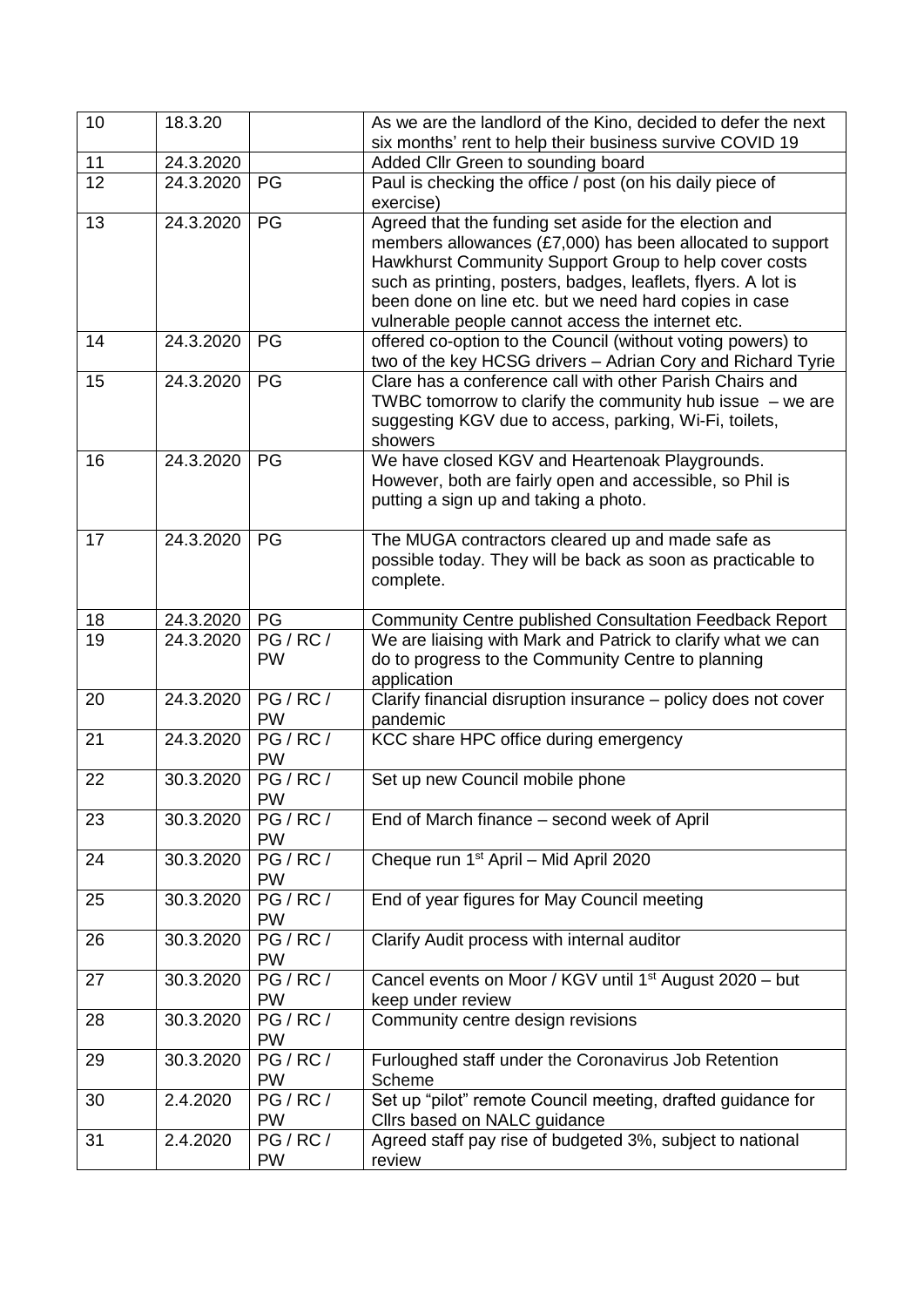| 10 | 18.3.20 | | As we are the landlord of the Kino, decided to defer the next six months' rent to help their business survive COVID 19 |
|---|---|---|---|
| 11 | 24.3.2020 | | Added Cllr Green to sounding board |
| 12 | 24.3.2020 | PG | Paul is checking the office / post (on his daily piece of exercise) |
| 13 | 24.3.2020 | PG | Agreed that the funding set aside for the election and members allowances (£7,000) has been allocated to support Hawkhurst Community Support Group to help cover costs such as printing, posters, badges, leaflets, flyers. A lot is been done on line etc. but we need hard copies in case vulnerable people cannot access the internet etc. |
| 14 | 24.3.2020 | PG | offered co-option to the Council (without voting powers) to two of the key HCSG drivers – Adrian Cory and Richard Tyrie |
| 15 | 24.3.2020 | PG | Clare has a conference call with other Parish Chairs and TWBC tomorrow to clarify the community hub issue – we are suggesting KGV due to access, parking, Wi-Fi, toilets, showers |
| 16 | 24.3.2020 | PG | We have closed KGV and Heartenoak Playgrounds. However, both are fairly open and accessible, so Phil is putting a sign up and taking a photo. |
| 17 | 24.3.2020 | PG | The MUGA contractors cleared up and made safe as possible today. They will be back as soon as practicable to complete. |
| 18 | 24.3.2020 | PG | Community Centre published Consultation Feedback Report |
| 19 | 24.3.2020 | PG / RC / PW | We are liaising with Mark and Patrick to clarify what we can do to progress to the Community Centre to planning application |
| 20 | 24.3.2020 | PG / RC / PW | Clarify financial disruption insurance – policy does not cover pandemic |
| 21 | 24.3.2020 | PG / RC / PW | KCC share HPC office during emergency |
| 22 | 30.3.2020 | PG / RC / PW | Set up new Council mobile phone |
| 23 | 30.3.2020 | PG / RC / PW | End of March finance – second week of April |
| 24 | 30.3.2020 | PG / RC / PW | Cheque run 1st April – Mid April 2020 |
| 25 | 30.3.2020 | PG / RC / PW | End of year figures for May Council meeting |
| 26 | 30.3.2020 | PG / RC / PW | Clarify Audit process with internal auditor |
| 27 | 30.3.2020 | PG / RC / PW | Cancel events on Moor / KGV until 1st August 2020 – but keep under review |
| 28 | 30.3.2020 | PG / RC / PW | Community centre design revisions |
| 29 | 30.3.2020 | PG / RC / PW | Furloughed staff under the Coronavirus Job Retention Scheme |
| 30 | 2.4.2020 | PG / RC / PW | Set up "pilot" remote Council meeting, drafted guidance for Cllrs based on NALC guidance |
| 31 | 2.4.2020 | PG / RC / PW | Agreed staff pay rise of budgeted 3%, subject to national review |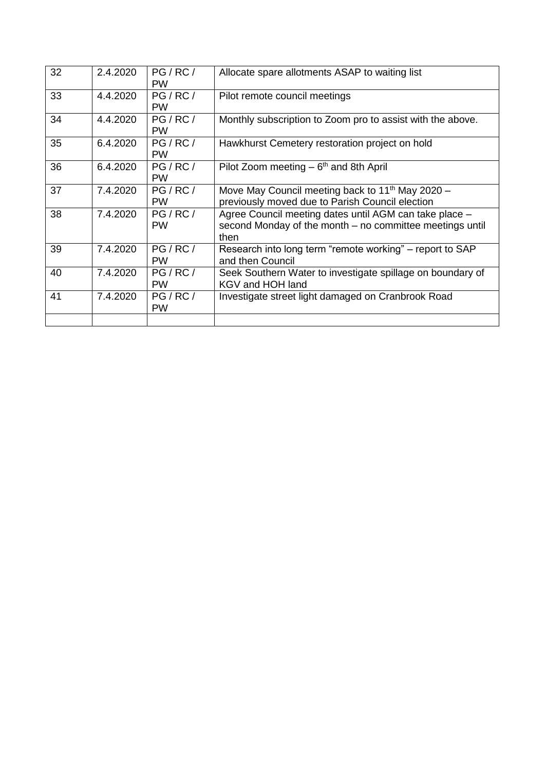| | | | |
|---|---|---|---|
| 32 | 2.4.2020 | PG / RC / PW | Allocate spare allotments ASAP to waiting list |
| 33 | 4.4.2020 | PG / RC / PW | Pilot remote council meetings |
| 34 | 4.4.2020 | PG / RC / PW | Monthly subscription to Zoom pro to assist with the above. |
| 35 | 6.4.2020 | PG / RC / PW | Hawkhurst Cemetery restoration project on hold |
| 36 | 6.4.2020 | PG / RC / PW | Pilot Zoom meeting – 6th and 8th April |
| 37 | 7.4.2020 | PG / RC / PW | Move May Council meeting back to 11th May 2020 – previously moved due to Parish Council election |
| 38 | 7.4.2020 | PG / RC / PW | Agree Council meeting dates until AGM can take place – second Monday of the month – no committee meetings until then |
| 39 | 7.4.2020 | PG / RC / PW | Research into long term "remote working" – report to SAP and then Council |
| 40 | 7.4.2020 | PG / RC / PW | Seek Southern Water to investigate spillage on boundary of KGV and HOH land |
| 41 | 7.4.2020 | PG / RC / PW | Investigate street light damaged on Cranbrook Road |
| | | | |